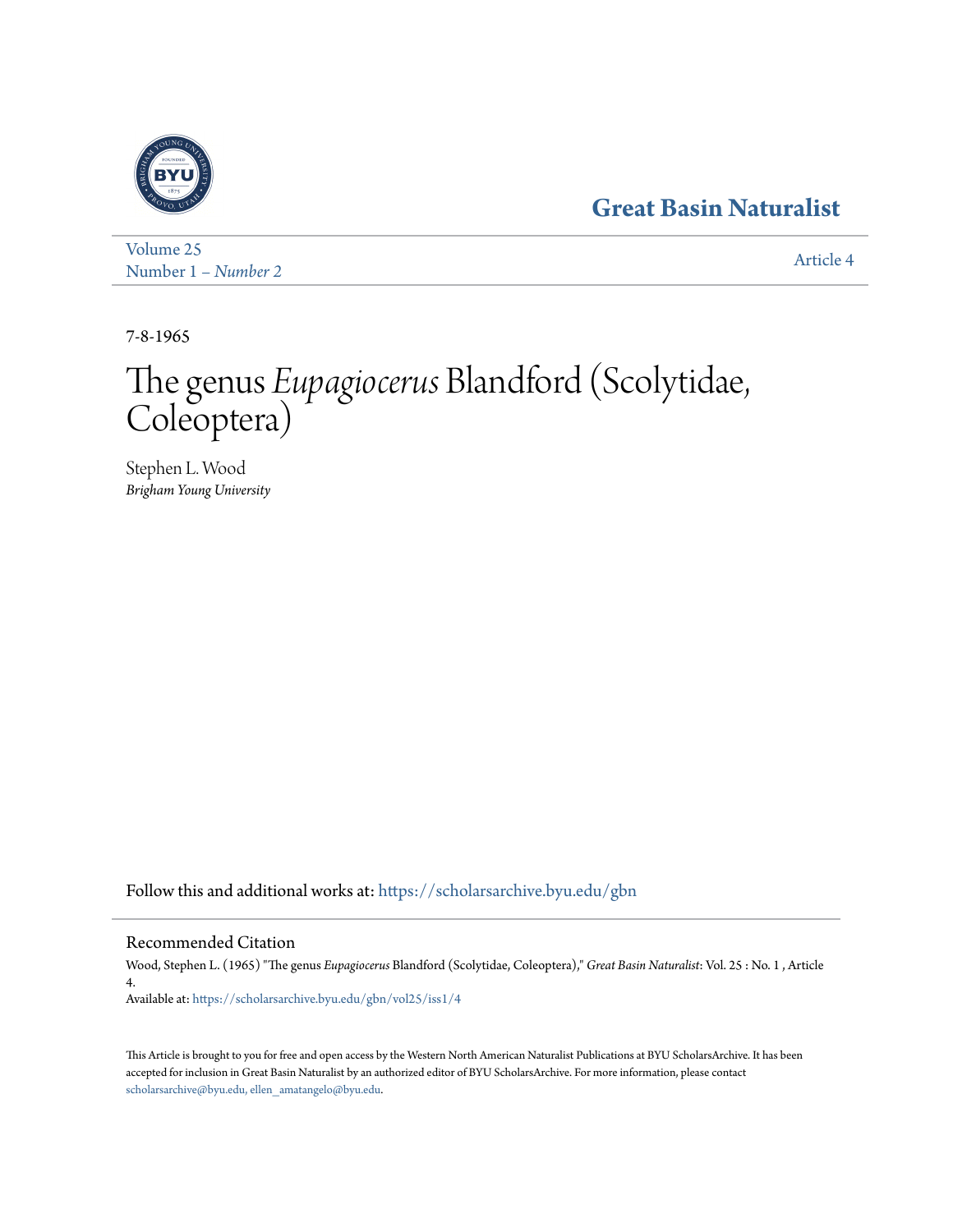Great Basin Naturalist

Volume 25
Number 1 – *Number 2*

Article 4

7-8-1965

# The genus *Eupagiocerus* Blandford (Scolytidae, Coleoptera)

Stephen L. Wood
*Brigham Young University*

Follow this and additional works at: https://scholarsarchive.byu.edu/gbn

## Recommended Citation

Wood, Stephen L. (1965) "The genus *Eupagiocerus* Blandford (Scolytidae, Coleoptera)," *Great Basin Naturalist*: Vol. 25 : No. 1 , Article 4.
Available at: https://scholarsarchive.byu.edu/gbn/vol25/iss1/4

This Article is brought to you for free and open access by the Western North American Naturalist Publications at BYU ScholarsArchive. It has been accepted for inclusion in Great Basin Naturalist by an authorized editor of BYU ScholarsArchive. For more information, please contact scholarsarchive@byu.edu, ellen_amatangelo@byu.edu.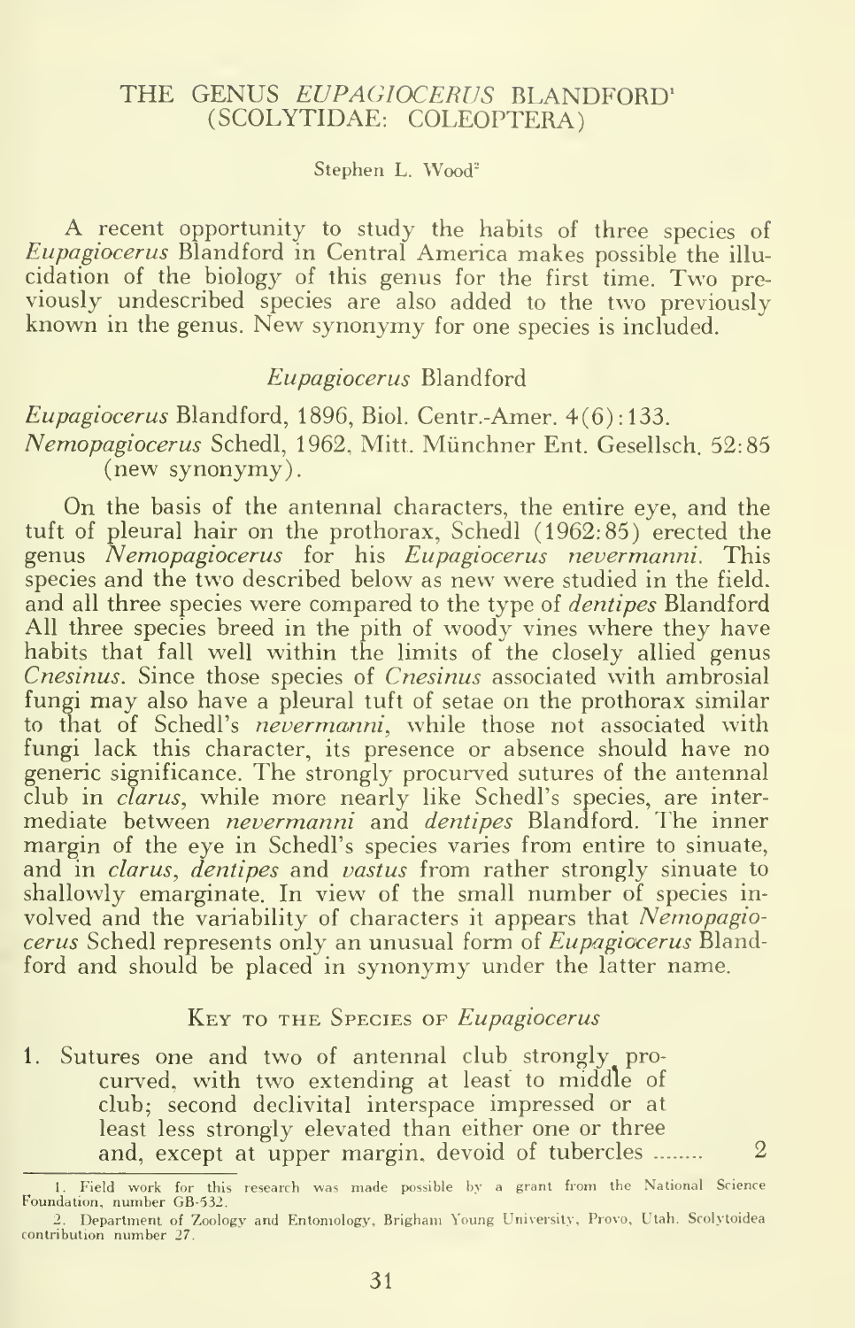# THE GENUS *EUPAGIOCERUS* BLANDFORD[1] (SCOLYTIDAE: COLEOPTERA)

Stephen L. Wood[2]

A recent opportunity to study the habits of three species of *Eupagiocerus* Blandford in Central America makes possible the illucidation of the biology of this genus for the first time. Two previously undescribed species are also added to the two previously known in the genus. New synonymy for one species is included.

## *Eupagiocerus* Blandford

*Eupagiocerus* Blandford, 1896, Biol. Centr.-Amer. 4(6):133.
*Nemopagiocerus* Schedl, 1962, Mitt. Münchner Ent. Gesellsch. 52:85 (new synonymy).

On the basis of the antennal characters, the entire eye, and the tuft of pleural hair on the prothorax, Schedl (1962:85) erected the genus *Nemopagiocerus* for his *Eupagiocerus nevermanni*. This species and the two described below as new were studied in the field. and all three species were compared to the type of *dentipes* Blandford All three species breed in the pith of woody vines where they have habits that fall well within the limits of the closely allied genus *Cnesinus*. Since those species of *Cnesinus* associated with ambrosial fungi may also have a pleural tuft of setae on the prothorax similar to that of Schedl's *nevermanni*, while those not associated with fungi lack this character, its presence or absence should have no generic significance. The strongly procurved sutures of the antennal club in *clarus*, while more nearly like Schedl's species, are intermediate between *nevermanni* and *dentipes* Blandford. The inner margin of the eye in Schedl's species varies from entire to sinuate, and in *clarus*, *dentipes* and *vastus* from rather strongly sinuate to shallowly emarginate. In view of the small number of species involved and the variability of characters it appears that *Nemopagiocerus* Schedl represents only an unusual form of *Eupagiocerus* Blandford and should be placed in synonymy under the latter name.

### Key to the Species of *Eupagiocerus*

1. Sutures one and two of antennal club strongly procurved, with two extending at least to middle of club; second declivital interspace impressed or at least less strongly elevated than either one or three and, except at upper margin, devoid of tubercles ........ 2

---

[1] Field work for this research was made possible by a grant from the National Science Foundation, number GB-532.

[2] Department of Zoology and Entomology, Brigham Young University, Provo, Utah. Scolytoidea contribution number 27.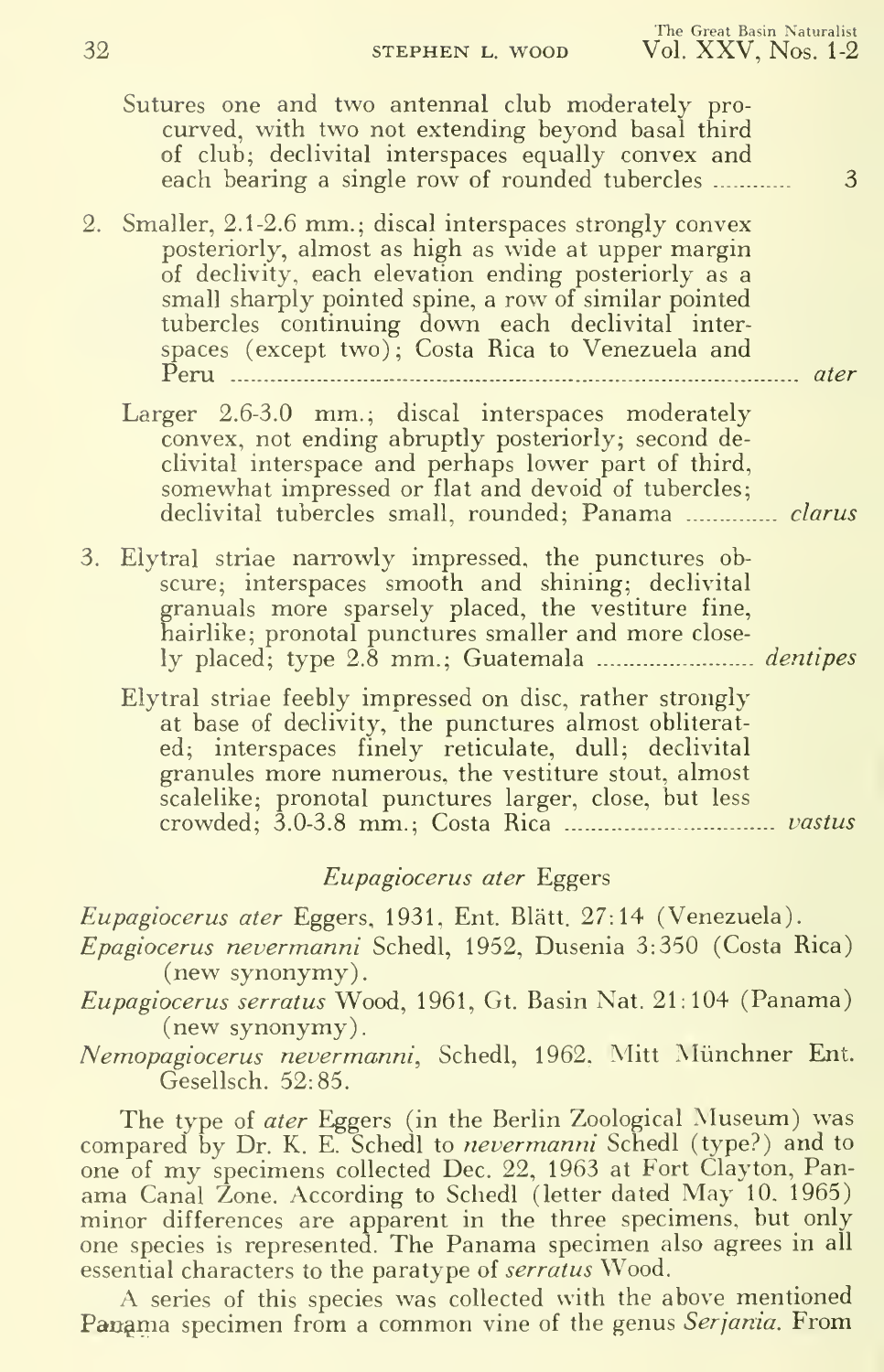Sutures one and two antennal club moderately procurved, with two not extending beyond basal third of club; declivital interspaces equally convex and each bearing a single row of rounded tubercles ............ 3

2. Smaller, 2.1-2.6 mm.; discal interspaces strongly convex posteriorly, almost as high as wide at upper margin of declivity, each elevation ending posteriorly as a small sharply pointed spine, a row of similar pointed tubercles continuing down each declivital interspaces (except two); Costa Rica to Venezuela and Peru ............ *ater*

   Larger 2.6-3.0 mm.; discal interspaces moderately convex, not ending abruptly posteriorly; second declivital interspace and perhaps lower part of third, somewhat impressed or flat and devoid of tubercles; declivital tubercles small, rounded; Panama ............ *clarus*

3. Elytral striae narrowly impressed, the punctures obscure; interspaces smooth and shining; declivital granuals more sparsely placed, the vestiture fine, hairlike; pronotal punctures smaller and more closely placed; type 2.8 mm.; Guatemala ............ *dentipes*

   Elytral striae feebly impressed on disc, rather strongly at base of declivity, the punctures almost obliterated; interspaces finely reticulate, dull; declivital granules more numerous, the vestiture stout, almost scalelike; pronotal punctures larger, close, but less crowded; 3.0-3.8 mm.; Costa Rica ............ *vastus*

## *Eupagiocerus ater* Eggers

*Eupagiocerus ater* Eggers, 1931, Ent. Blätt. 27:14 (Venezuela).

*Epagiocerus nevermanni* Schedl, 1952, Dusenia 3:350 (Costa Rica) (new synonymy).

*Eupagiocerus serratus* Wood, 1961, Gt. Basin Nat. 21:104 (Panama) (new synonymy).

*Nemopagiocerus nevermanni*, Schedl, 1962. Mitt Münchner Ent. Gesellsch. 52:85.

The type of *ater* Eggers (in the Berlin Zoological Museum) was compared by Dr. K. E. Schedl to *nevermanni* Schedl (type?) and to one of my specimens collected Dec. 22, 1963 at Fort Clayton, Panama Canal Zone. According to Schedl (letter dated May 10, 1965) minor differences are apparent in the three specimens, but only one species is represented. The Panama specimen also agrees in all essential characters to the paratype of *serratus* Wood.

A series of this species was collected with the above mentioned Panama specimen from a common vine of the genus *Serjania*. From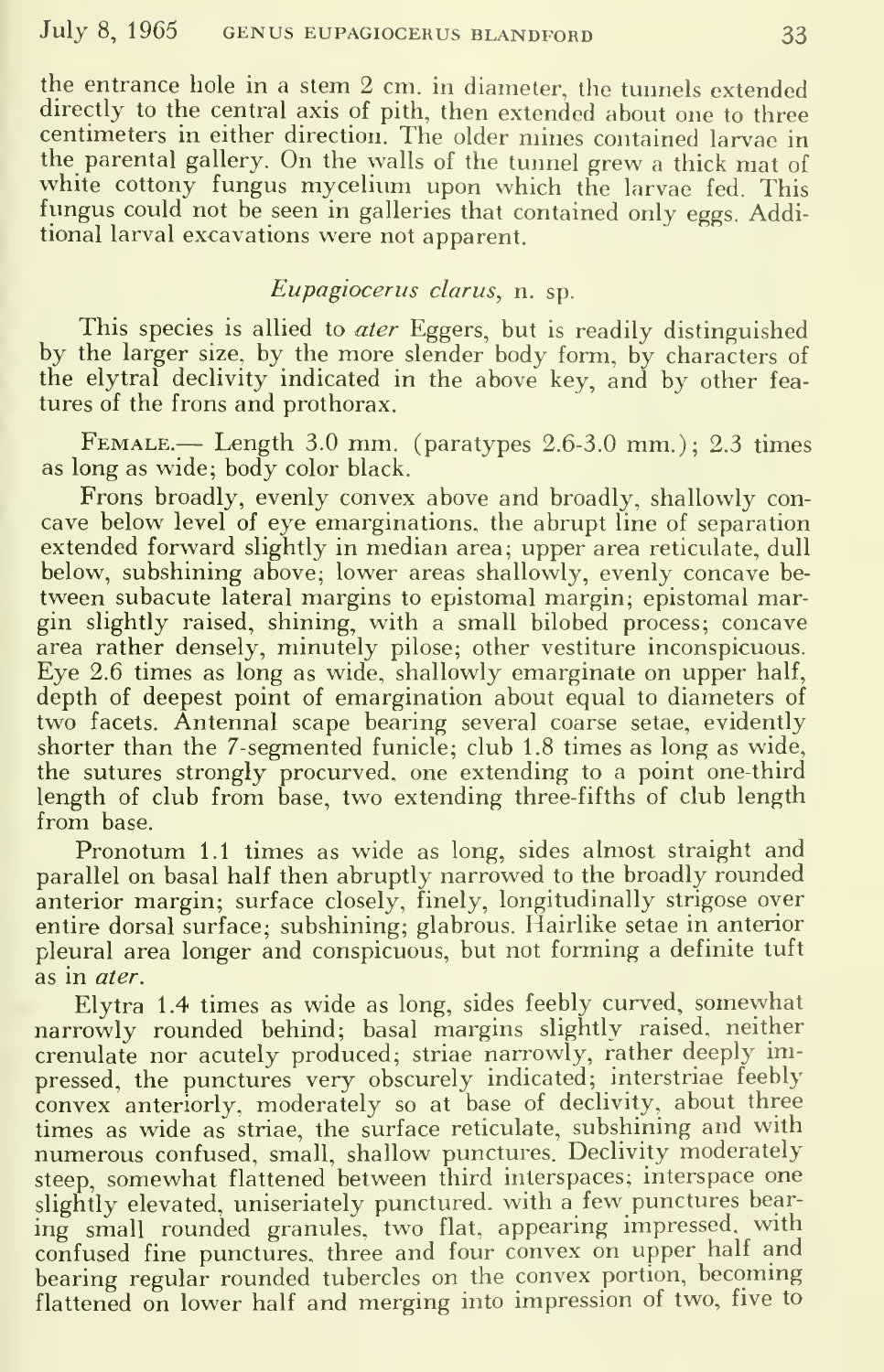the entrance hole in a stem 2 cm. in diameter, the tunnels extended directly to the central axis of pith, then extended about one to three centimeters in either direction. The older mines contained larvae in the parental gallery. On the walls of the tunnel grew a thick mat of white cottony fungus mycelium upon which the larvae fed. This fungus could not be seen in galleries that contained only eggs. Additional larval excavations were not apparent.

### *Eupagiocerus clarus*, n. sp.

This species is allied to *ater* Eggers, but is readily distinguished by the larger size, by the more slender body form, by characters of the elytral declivity indicated in the above key, and by other features of the frons and prothorax.

FEMALE.— Length 3.0 mm. (paratypes 2.6-3.0 mm.); 2.3 times as long as wide; body color black.

Frons broadly, evenly convex above and broadly, shallowly concave below level of eye emarginations, the abrupt line of separation extended forward slightly in median area; upper area reticulate, dull below, subshining above; lower areas shallowly, evenly concave between subacute lateral margins to epistomal margin; epistomal margin slightly raised, shining, with a small bilobed process; concave area rather densely, minutely pilose; other vestiture inconspicuous. Eye 2.6 times as long as wide, shallowly emarginate on upper half, depth of deepest point of emargination about equal to diameters of two facets. Antennal scape bearing several coarse setae, evidently shorter than the 7-segmented funicle; club 1.8 times as long as wide, the sutures strongly procurved, one extending to a point one-third length of club from base, two extending three-fifths of club length from base.

Pronotum 1.1 times as wide as long, sides almost straight and parallel on basal half then abruptly narrowed to the broadly rounded anterior margin; surface closely, finely, longitudinally strigose over entire dorsal surface; subshining; glabrous. Hairlike setae in anterior pleural area longer and conspicuous, but not forming a definite tuft as in *ater*.

Elytra 1.4 times as wide as long, sides feebly curved, somewhat narrowly rounded behind; basal margins slightly raised, neither crenulate nor acutely produced; striae narrowly, rather deeply impressed, the punctures very obscurely indicated; interstriae feebly convex anteriorly, moderately so at base of declivity, about three times as wide as striae, the surface reticulate, subshining and with numerous confused, small, shallow punctures. Declivity moderately steep, somewhat flattened between third interspaces; interspace one slightly elevated, uniseriately punctured, with a few punctures bearing small rounded granules, two flat, appearing impressed, with confused fine punctures, three and four convex on upper half and bearing regular rounded tubercles on the convex portion, becoming flattened on lower half and merging into impression of two, five to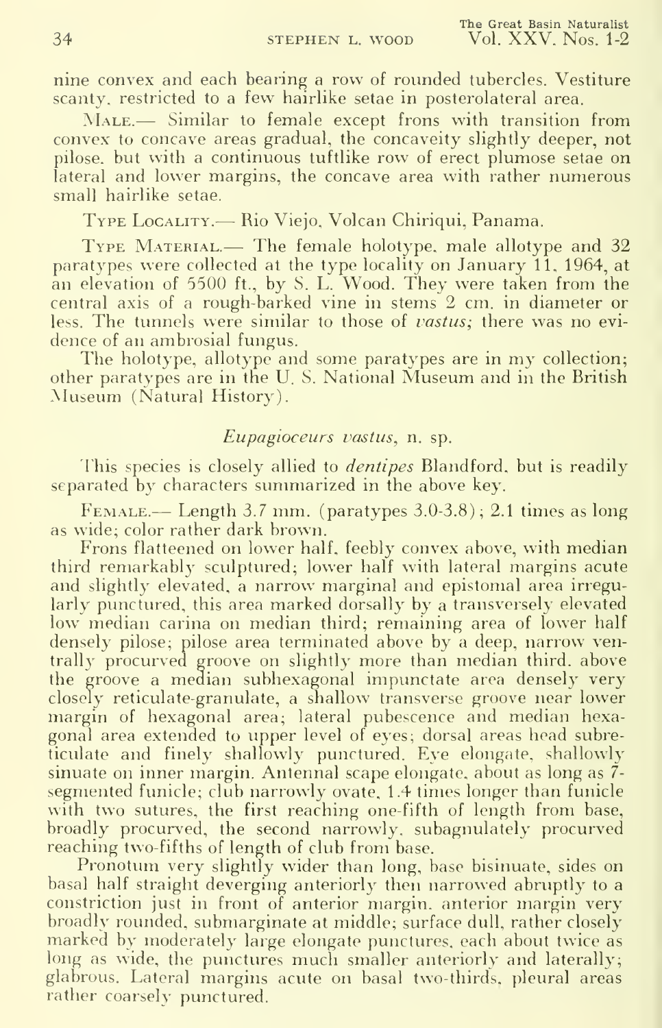nine convex and each bearing a row of rounded tubercles. Vestiture scanty, restricted to a few hairlike setae in posterolateral area.

Male.— Similar to female except frons with transition from convex to concave areas gradual, the concaveity slightly deeper, not pilose, but with a continuous tuftlike row of erect plumose setae on lateral and lower margins, the concave area with rather numerous small hairlike setae.

Type Locality.— Rio Viejo, Volcan Chiriqui, Panama.

Type Material.— The female holotype, male allotype and 32 paratypes were collected at the type locality on January 11, 1964, at an elevation of 5500 ft., by S. L. Wood. They were taken from the central axis of a rough-barked vine in stems 2 cm. in diameter or less. The tunnels were similar to those of *vastus;* there was no evidence of an ambrosial fungus.

The holotype, allotype and some paratypes are in my collection; other paratypes are in the U. S. National Museum and in the British Museum (Natural History).

### *Eupagioceurs vastus*, n. sp.

This species is closely allied to *dentipes* Blandford, but is readily separated by characters summarized in the above key.

Female.— Length 3.7 mm. (paratypes 3.0-3.8); 2.1 times as long as wide; color rather dark brown.

Frons flatteened on lower half, feebly convex above, with median third remarkably sculptured; lower half with lateral margins acute and slightly elevated, a narrow marginal and epistomal area irregularly punctured, this area marked dorsally by a transversely elevated low median carina on median third; remaining area of lower half densely pilose; pilose area terminated above by a deep, narrow ventrally procurved groove on slightly more than median third, above the groove a median subhexagonal impunctate area densely very closely reticulate-granulate, a shallow transverse groove near lower margin of hexagonal area; lateral pubescence and median hexagonal area extended to upper level of eyes; dorsal areas head subreticulate and finely shallowly punctured. Eye elongate, shallowly sinuate on inner margin. Antennal scape elongate, about as long as 7-segmented funicle; club narrowly ovate, 1.4 times longer than funicle with two sutures, the first reaching one-fifth of length from base, broadly procurved, the second narrowly, subagnulately procurved reaching two-fifths of length of club from base.

Pronotum very slightly wider than long, base bisinuate, sides on basal half straight deverging anteriorly then narrowed abruptly to a constriction just in front of anterior margin, anterior margin very broadly rounded, submarginate at middle; surface dull, rather closely marked by moderately large elongate punctures, each about twice as long as wide, the punctures much smaller anteriorly and laterally; glabrous. Lateral margins acute on basal two-thirds, pleural areas rather coarsely punctured.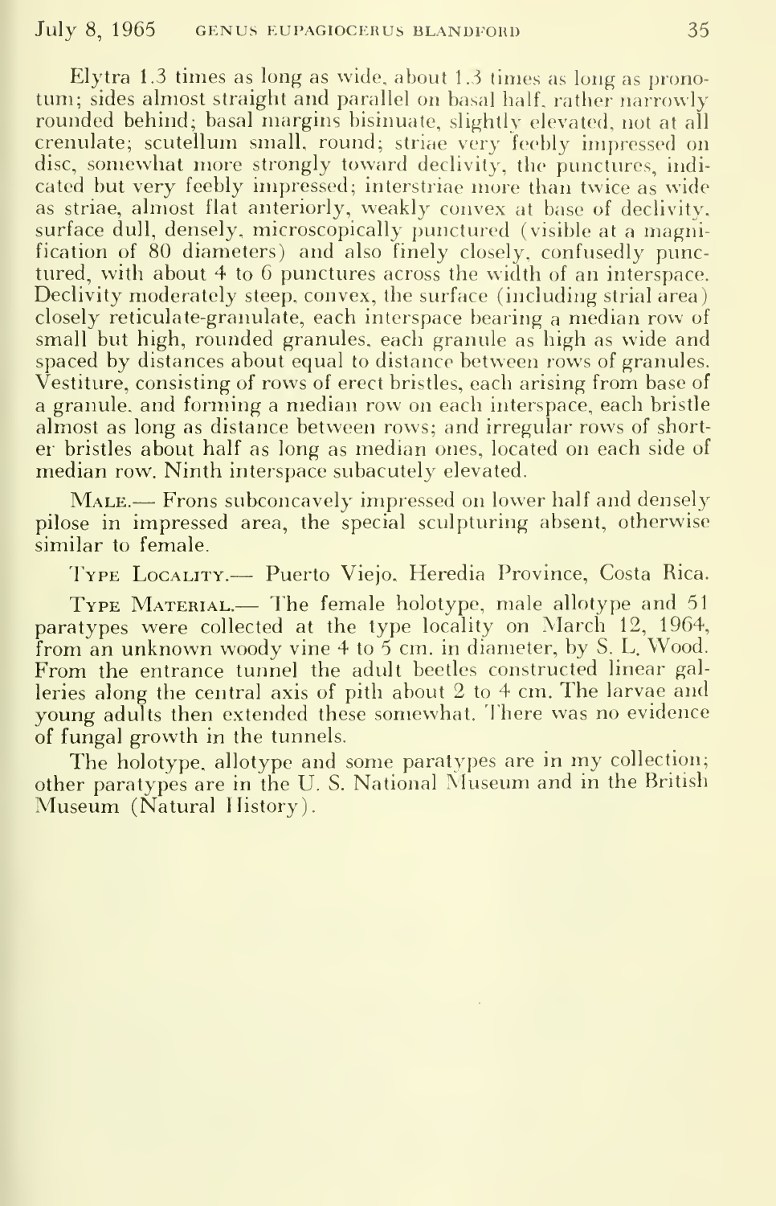Elytra 1.3 times as long as wide, about 1.3 times as long as pronotum; sides almost straight and parallel on basal half, rather narrowly rounded behind; basal margins bisinuate, slightly elevated, not at all crenulate; scutellum small, round; striae very feebly impressed on disc, somewhat more strongly toward declivity, the punctures, indicated but very feebly impressed; interstriae more than twice as wide as striae, almost flat anteriorly, weakly convex at base of declivity, surface dull, densely, microscopically punctured (visible at a magnification of 80 diameters) and also finely closely, confusedly punctured, with about 4 to 6 punctures across the width of an interspace. Declivity moderately steep, convex, the surface (including strial area) closely reticulate-granulate, each interspace bearing a median row of small but high, rounded granules, each granule as high as wide and spaced by distances about equal to distance between rows of granules. Vestiture, consisting of rows of erect bristles, each arising from base of a granule, and forming a median row on each interspace, each bristle almost as long as distance between rows; and irregular rows of shorter bristles about half as long as median ones, located on each side of median row. Ninth interspace subacutely elevated.

Male.— Frons subconcavely impressed on lower half and densely pilose in impressed area, the special sculpturing absent, otherwise similar to female.

Type Locality.— Puerto Viejo, Heredia Province, Costa Rica.

Type Material.— The female holotype, male allotype and 51 paratypes were collected at the type locality on March 12, 1964, from an unknown woody vine 4 to 5 cm. in diameter, by S. L. Wood. From the entrance tunnel the adult beetles constructed linear galleries along the central axis of pith about 2 to 4 cm. The larvae and young adults then extended these somewhat. There was no evidence of fungal growth in the tunnels.

The holotype, allotype and some paratypes are in my collection; other paratypes are in the U. S. National Museum and in the British Museum (Natural History).